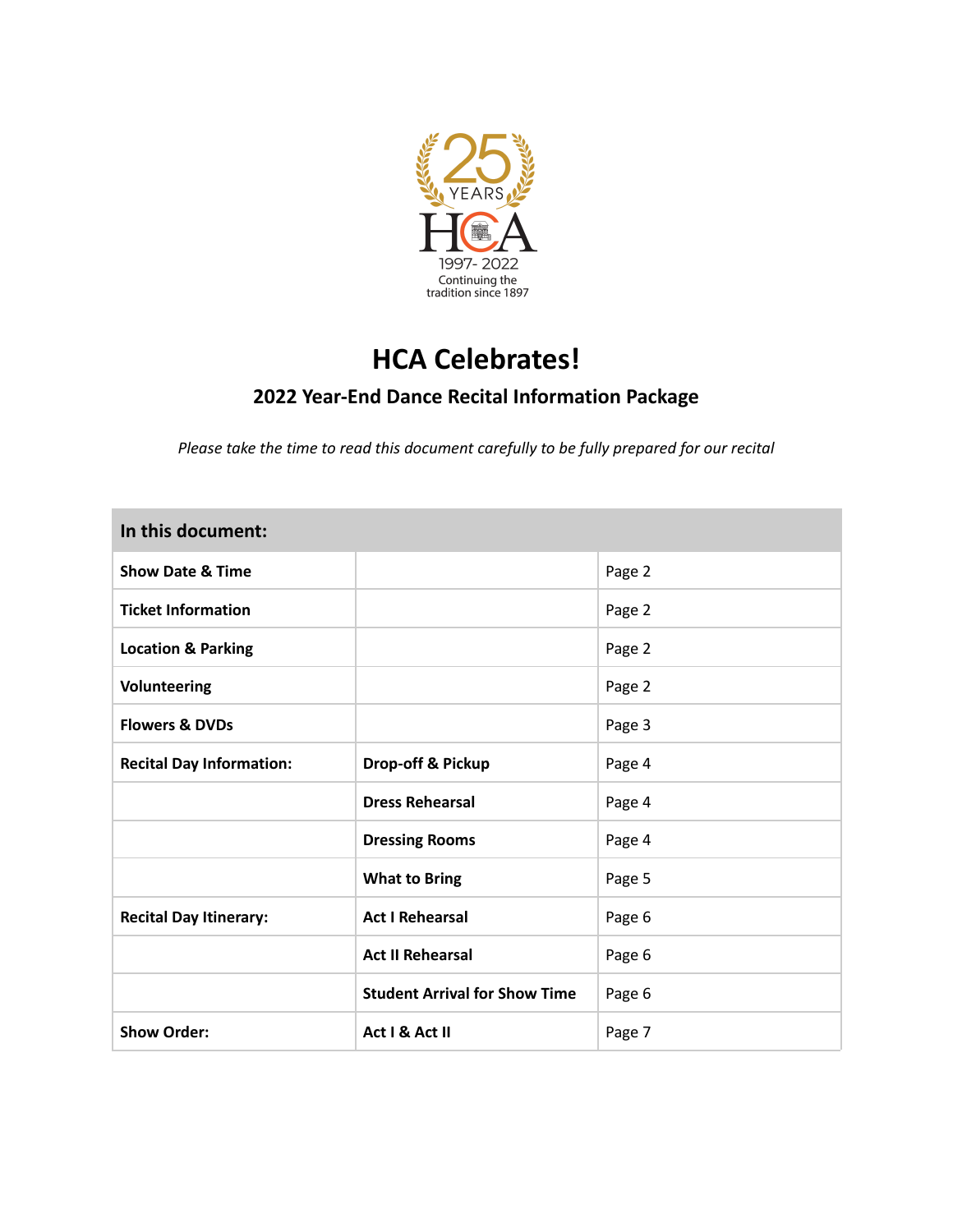25 YEARS

HCA

1997- 2022

Continuing the tradition since 1897

# HCA Celebrates!

## 2022 Year-End Dance Recital Information Package

*Please take the time to read this document carefully to be fully prepared for our recital*

| **In this document:** | | |
|---|---|---|
| **Show Date & Time** | | Page 2 |
| **Ticket Information** | | Page 2 |
| **Location & Parking** | | Page 2 |
| **Volunteering** | | Page 2 |
| **Flowers & DVDs** | | Page 3 |
| **Recital Day Information:** | **Drop-off & Pickup** | Page 4 |
| | **Dress Rehearsal** | Page 4 |
| | **Dressing Rooms** | Page 4 |
| | **What to Bring** | Page 5 |
| **Recital Day Itinerary:** | **Act I Rehearsal** | Page 6 |
| | **Act II Rehearsal** | Page 6 |
| | **Student Arrival for Show Time** | Page 6 |
| **Show Order:** | **Act I & Act II** | Page 7 |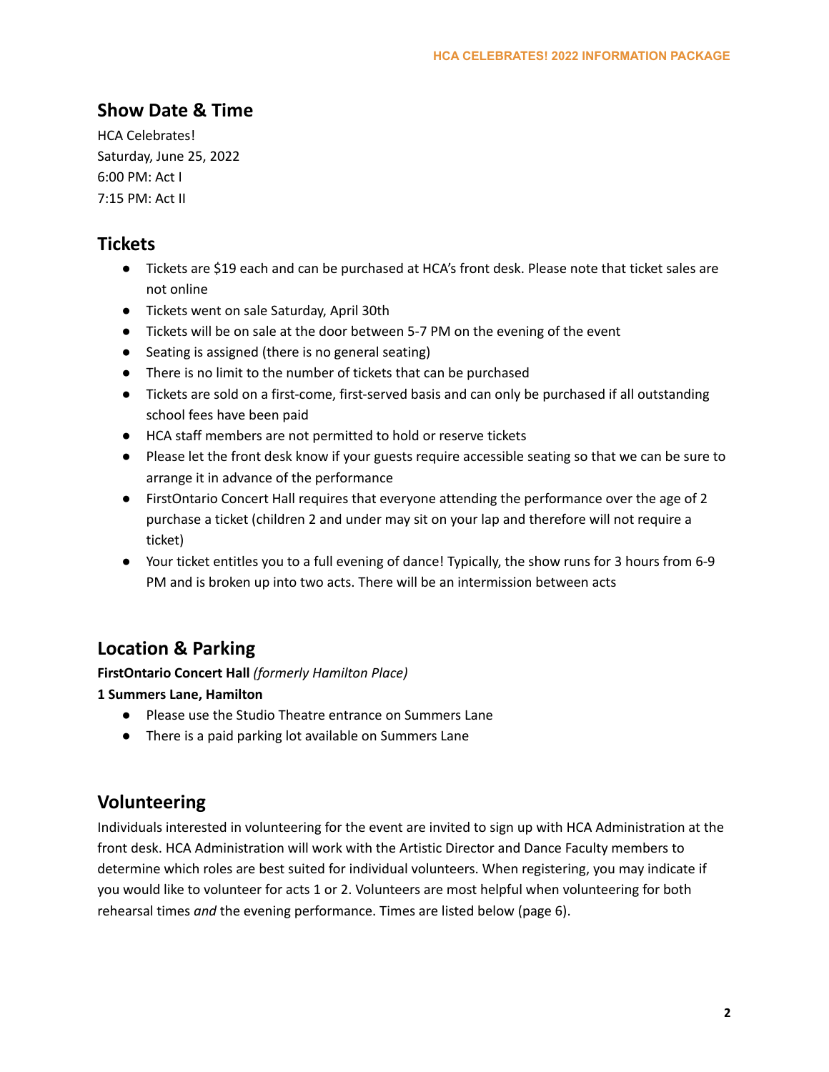## Show Date & Time

HCA Celebrates!
Saturday, June 25, 2022
6:00 PM: Act I
7:15 PM: Act II

## Tickets

- Tickets are $19 each and can be purchased at HCA's front desk. Please note that ticket sales are not online
- Tickets went on sale Saturday, April 30th
- Tickets will be on sale at the door between 5-7 PM on the evening of the event
- Seating is assigned (there is no general seating)
- There is no limit to the number of tickets that can be purchased
- Tickets are sold on a first-come, first-served basis and can only be purchased if all outstanding school fees have been paid
- HCA staff members are not permitted to hold or reserve tickets
- Please let the front desk know if your guests require accessible seating so that we can be sure to arrange it in advance of the performance
- FirstOntario Concert Hall requires that everyone attending the performance over the age of 2 purchase a ticket (children 2 and under may sit on your lap and therefore will not require a ticket)
- Your ticket entitles you to a full evening of dance! Typically, the show runs for 3 hours from 6-9 PM and is broken up into two acts. There will be an intermission between acts

## Location & Parking

**FirstOntario Concert Hall** *(formerly Hamilton Place)*
**1 Summers Lane, Hamilton**

- Please use the Studio Theatre entrance on Summers Lane
- There is a paid parking lot available on Summers Lane

## Volunteering

Individuals interested in volunteering for the event are invited to sign up with HCA Administration at the front desk. HCA Administration will work with the Artistic Director and Dance Faculty members to determine which roles are best suited for individual volunteers. When registering, you may indicate if you would like to volunteer for acts 1 or 2. Volunteers are most helpful when volunteering for both rehearsal times *and* the evening performance. Times are listed below (page 6).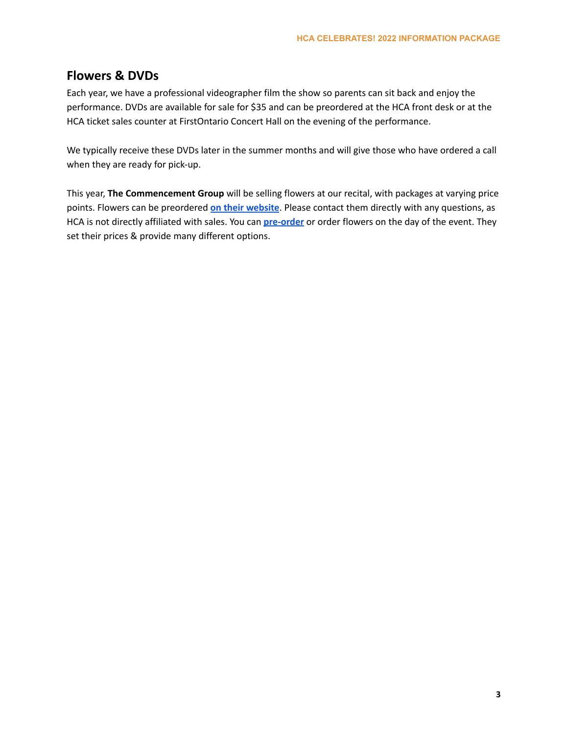## Flowers & DVDs

Each year, we have a professional videographer film the show so parents can sit back and enjoy the performance. DVDs are available for sale for $35 and can be preordered at the HCA front desk or at the HCA ticket sales counter at FirstOntario Concert Hall on the evening of the performance.

We typically receive these DVDs later in the summer months and will give those who have ordered a call when they are ready for pick-up.

This year, **The Commencement Group** will be selling flowers at our recital, with packages at varying price points. Flowers can be preordered **on their website**. Please contact them directly with any questions, as HCA is not directly affiliated with sales. You can **pre-order** or order flowers on the day of the event. They set their prices & provide many different options.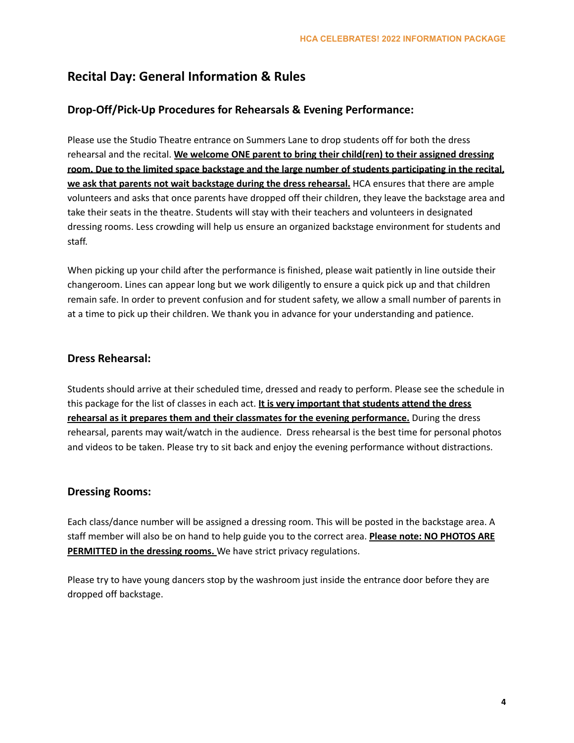## Recital Day: General Information & Rules

### Drop-Off/Pick-Up Procedures for Rehearsals & Evening Performance:

Please use the Studio Theatre entrance on Summers Lane to drop students off for both the dress rehearsal and the recital. **We welcome ONE parent to bring their child(ren) to their assigned dressing room. Due to the limited space backstage and the large number of students participating in the recital, we ask that parents not wait backstage during the dress rehearsal.** HCA ensures that there are ample volunteers and asks that once parents have dropped off their children, they leave the backstage area and take their seats in the theatre. Students will stay with their teachers and volunteers in designated dressing rooms. Less crowding will help us ensure an organized backstage environment for students and staff.

When picking up your child after the performance is finished, please wait patiently in line outside their changeroom. Lines can appear long but we work diligently to ensure a quick pick up and that children remain safe. In order to prevent confusion and for student safety, we allow a small number of parents in at a time to pick up their children. We thank you in advance for your understanding and patience.

### Dress Rehearsal:

Students should arrive at their scheduled time, dressed and ready to perform. Please see the schedule in this package for the list of classes in each act. **It is very important that students attend the dress rehearsal as it prepares them and their classmates for the evening performance.** During the dress rehearsal, parents may wait/watch in the audience. Dress rehearsal is the best time for personal photos and videos to be taken. Please try to sit back and enjoy the evening performance without distractions.

### Dressing Rooms:

Each class/dance number will be assigned a dressing room. This will be posted in the backstage area. A staff member will also be on hand to help guide you to the correct area. **Please note: NO PHOTOS ARE PERMITTED in the dressing rooms.** We have strict privacy regulations.

Please try to have young dancers stop by the washroom just inside the entrance door before they are dropped off backstage.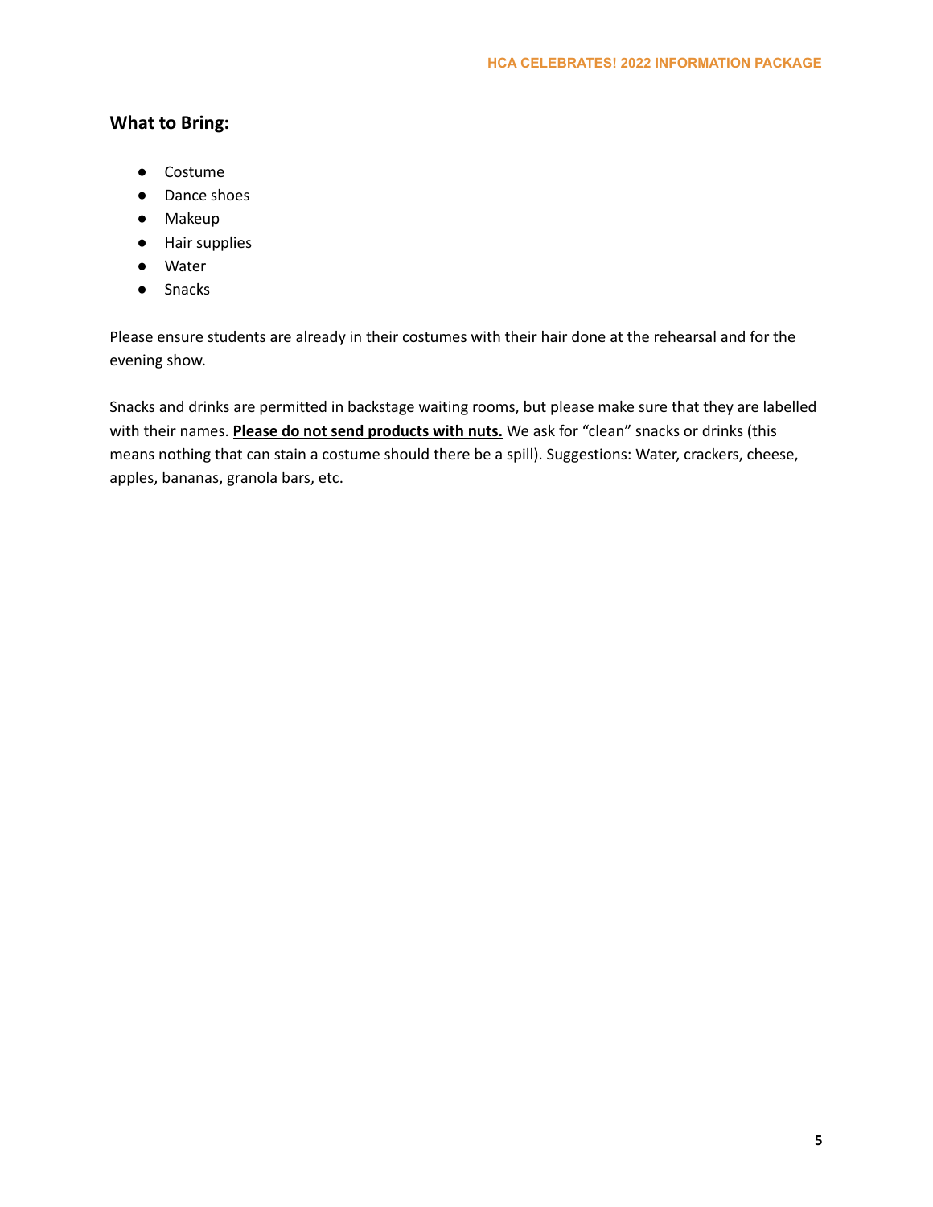## What to Bring:

- Costume
- Dance shoes
- Makeup
- Hair supplies
- Water
- Snacks

Please ensure students are already in their costumes with their hair done at the rehearsal and for the evening show.

Snacks and drinks are permitted in backstage waiting rooms, but please make sure that they are labelled with their names. **Please do not send products with nuts.** We ask for "clean" snacks or drinks (this means nothing that can stain a costume should there be a spill). Suggestions: Water, crackers, cheese, apples, bananas, granola bars, etc.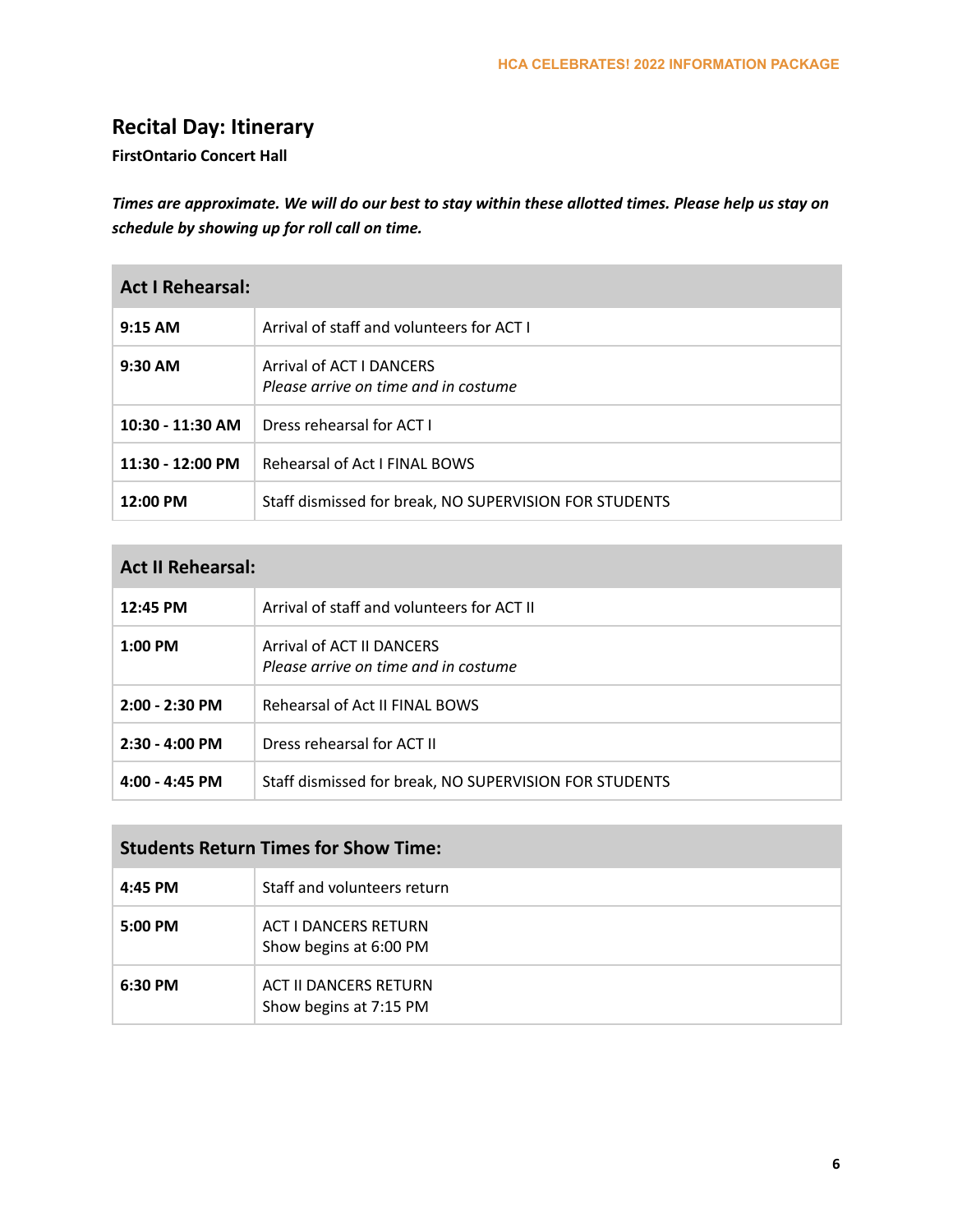## Recital Day: Itinerary

**FirstOntario Concert Hall**

***Times are approximate. We will do our best to stay within these allotted times. Please help us stay on schedule by showing up for roll call on time.***

| **Act I Rehearsal:** | |
|---|---|
| **9:15 AM** | Arrival of staff and volunteers for ACT I |
| **9:30 AM** | Arrival of ACT I DANCERS<br>*Please arrive on time and in costume* |
| **10:30 - 11:30 AM** | Dress rehearsal for ACT I |
| **11:30 - 12:00 PM** | Rehearsal of Act I FINAL BOWS |
| **12:00 PM** | Staff dismissed for break, NO SUPERVISION FOR STUDENTS |

| **Act II Rehearsal:** | |
|---|---|
| **12:45 PM** | Arrival of staff and volunteers for ACT II |
| **1:00 PM** | Arrival of ACT II DANCERS<br>*Please arrive on time and in costume* |
| **2:00 - 2:30 PM** | Rehearsal of Act II FINAL BOWS |
| **2:30 - 4:00 PM** | Dress rehearsal for ACT II |
| **4:00 - 4:45 PM** | Staff dismissed for break, NO SUPERVISION FOR STUDENTS |

| **Students Return Times for Show Time:** | |
|---|---|
| **4:45 PM** | Staff and volunteers return |
| **5:00 PM** | ACT I DANCERS RETURN<br>Show begins at 6:00 PM |
| **6:30 PM** | ACT II DANCERS RETURN<br>Show begins at 7:15 PM |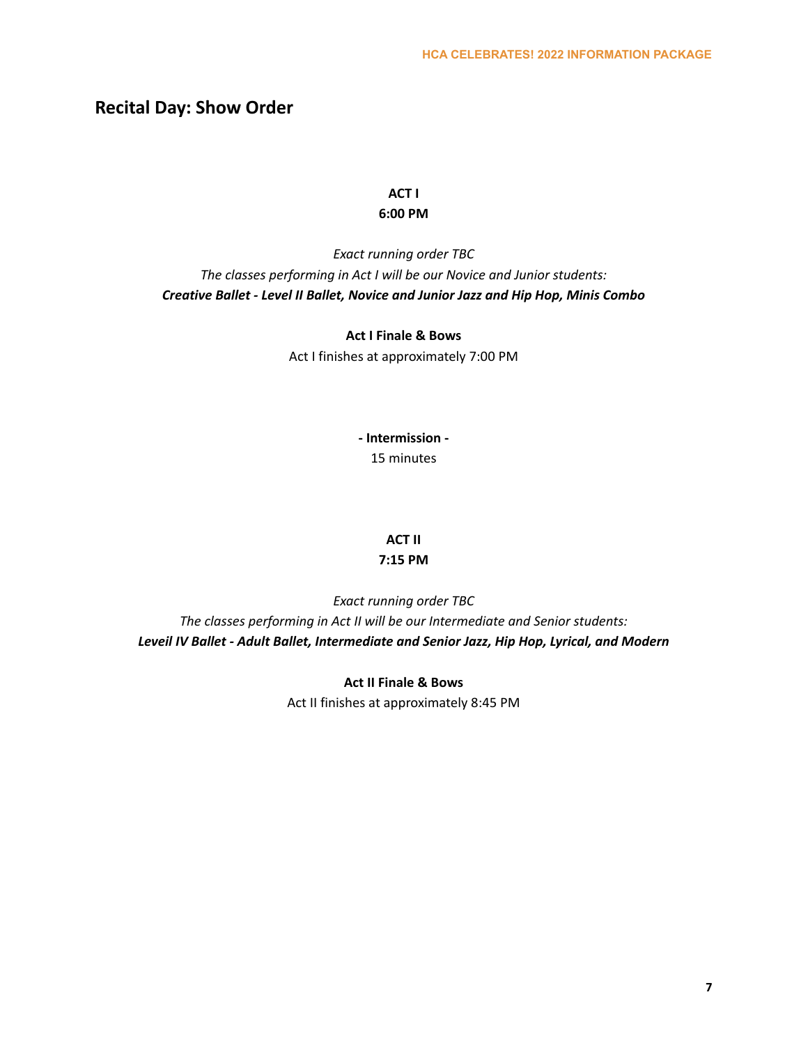## Recital Day: Show Order

**ACT I**
**6:00 PM**

*Exact running order TBC*
*The classes performing in Act I will be our Novice and Junior students:*
***Creative Ballet - Level II Ballet, Novice and Junior Jazz and Hip Hop, Minis Combo***

**Act I Finale & Bows**
Act I finishes at approximately 7:00 PM

**- Intermission -**
15 minutes

**ACT II**
**7:15 PM**

*Exact running order TBC*
*The classes performing in Act II will be our Intermediate and Senior students:*
***Leveil IV Ballet - Adult Ballet, Intermediate and Senior Jazz, Hip Hop, Lyrical, and Modern***

**Act II Finale & Bows**
Act II finishes at approximately 8:45 PM